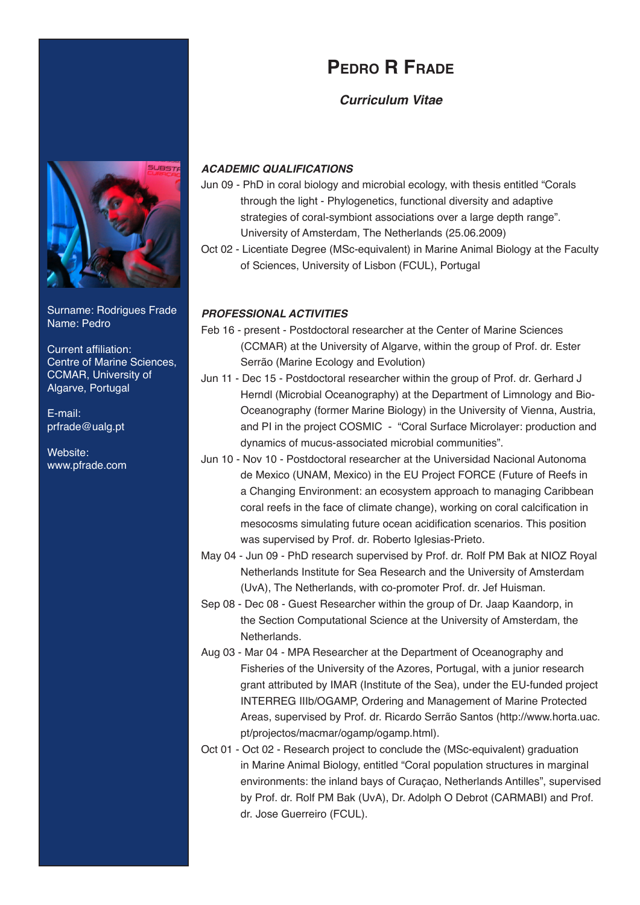# Pedro R Frade

### *Curriculum Vitae*

Surname: Rodrigues Frade
Name: Pedro

Current affiliation:
Centre of Marine Sciences, CCMAR, University of Algarve, Portugal

E-mail:
prfrade@ualg.pt

Website:
www.pfrade.com

## *ACADEMIC QUALIFICATIONS*

Jun 09 - PhD in coral biology and microbial ecology, with thesis entitled “Corals through the light - Phylogenetics, functional diversity and adaptive strategies of coral-symbiont associations over a large depth range”. University of Amsterdam, The Netherlands (25.06.2009)

Oct 02 - Licentiate Degree (MSc-equivalent) in Marine Animal Biology at the Faculty of Sciences, University of Lisbon (FCUL), Portugal

## *PROFESSIONAL ACTIVITIES*

Feb 16 - present - Postdoctoral researcher at the Center of Marine Sciences (CCMAR) at the University of Algarve, within the group of Prof. dr. Ester Serrão (Marine Ecology and Evolution)

Jun 11 - Dec 15 - Postdoctoral researcher within the group of Prof. dr. Gerhard J Herndl (Microbial Oceanography) at the Department of Limnology and Bio-Oceanography (former Marine Biology) in the University of Vienna, Austria, and PI in the project COSMIC - “Coral Surface Microlayer: production and dynamics of mucus-associated microbial communities”.

Jun 10 - Nov 10 - Postdoctoral researcher at the Universidad Nacional Autonoma de Mexico (UNAM, Mexico) in the EU Project FORCE (Future of Reefs in a Changing Environment: an ecosystem approach to managing Caribbean coral reefs in the face of climate change), working on coral calcification in mesocosms simulating future ocean acidification scenarios. This position was supervised by Prof. dr. Roberto Iglesias-Prieto.

May 04 - Jun 09 - PhD research supervised by Prof. dr. Rolf PM Bak at NIOZ Royal Netherlands Institute for Sea Research and the University of Amsterdam (UvA), The Netherlands, with co-promoter Prof. dr. Jef Huisman.

Sep 08 - Dec 08 - Guest Researcher within the group of Dr. Jaap Kaandorp, in the Section Computational Science at the University of Amsterdam, the Netherlands.

Aug 03 - Mar 04 - MPA Researcher at the Department of Oceanography and Fisheries of the University of the Azores, Portugal, with a junior research grant attributed by IMAR (Institute of the Sea), under the EU-funded project INTERREG IIIb/OGAMP, Ordering and Management of Marine Protected Areas, supervised by Prof. dr. Ricardo Serrão Santos (http://www.horta.uac.pt/projectos/macmar/ogamp/ogamp.html).

Oct 01 - Oct 02 - Research project to conclude the (MSc-equivalent) graduation in Marine Animal Biology, entitled “Coral population structures in marginal environments: the inland bays of Curaçao, Netherlands Antilles”, supervised by Prof. dr. Rolf PM Bak (UvA), Dr. Adolph O Debrot (CARMABI) and Prof. dr. Jose Guerreiro (FCUL).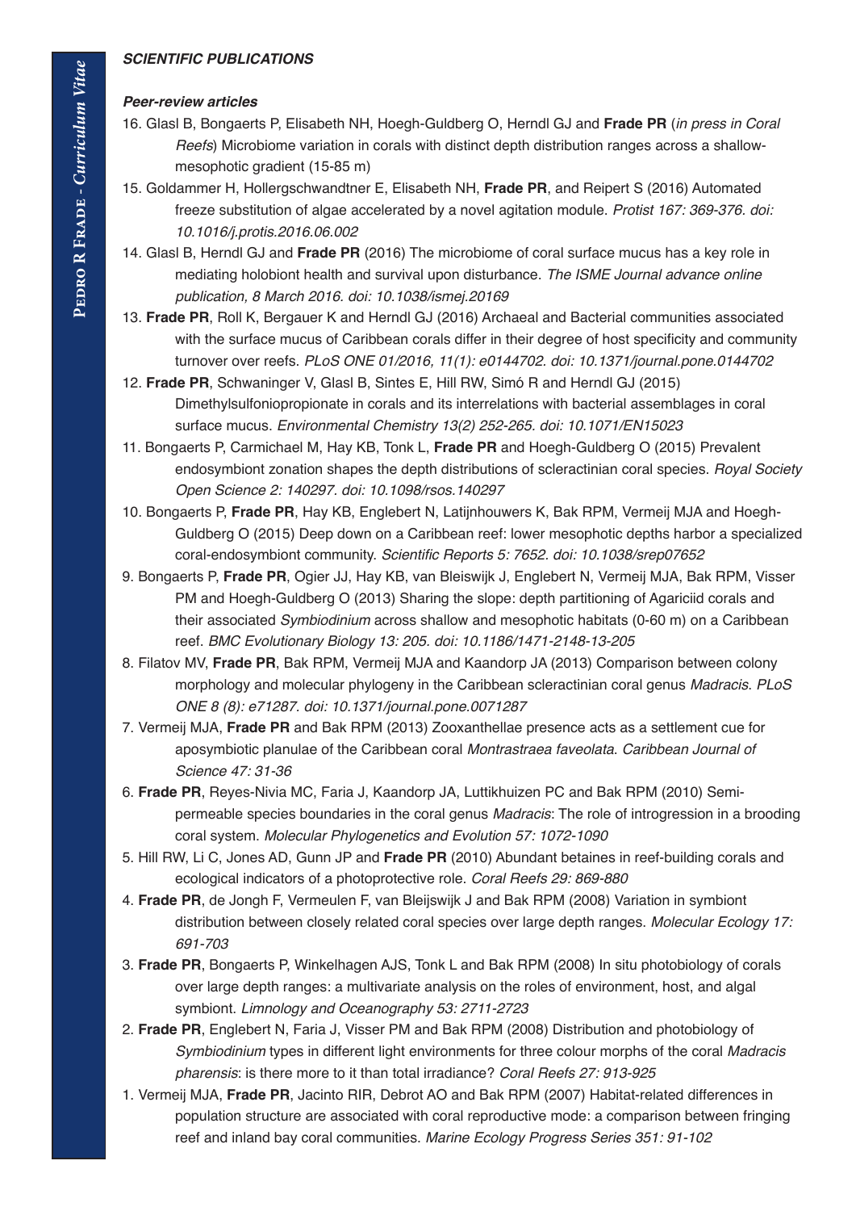### *SCIENTIFIC PUBLICATIONS*

#### *Peer-review articles*

16. Glasl B, Bongaerts P, Elisabeth NH, Hoegh-Guldberg O, Herndl GJ and **Frade PR** (*in press in Coral Reefs*) Microbiome variation in corals with distinct depth distribution ranges across a shallow-mesophotic gradient (15-85 m)

15. Goldammer H, Hollergschwandtner E, Elisabeth NH, **Frade PR**, and Reipert S (2016) Automated freeze substitution of algae accelerated by a novel agitation module. *Protist 167: 369-376. doi: 10.1016/j.protis.2016.06.002*

14. Glasl B, Herndl GJ and **Frade PR** (2016) The microbiome of coral surface mucus has a key role in mediating holobiont health and survival upon disturbance. *The ISME Journal advance online publication, 8 March 2016. doi: 10.1038/ismej.20169*

13. **Frade PR**, Roll K, Bergauer K and Herndl GJ (2016) Archaeal and Bacterial communities associated with the surface mucus of Caribbean corals differ in their degree of host specificity and community turnover over reefs. *PLoS ONE 01/2016, 11(1): e0144702. doi: 10.1371/journal.pone.0144702*

12. **Frade PR**, Schwaninger V, Glasl B, Sintes E, Hill RW, Simó R and Herndl GJ (2015) Dimethylsulfoniopropionate in corals and its interrelations with bacterial assemblages in coral surface mucus. *Environmental Chemistry 13(2) 252-265. doi: 10.1071/EN15023*

11. Bongaerts P, Carmichael M, Hay KB, Tonk L, **Frade PR** and Hoegh-Guldberg O (2015) Prevalent endosymbiont zonation shapes the depth distributions of scleractinian coral species. *Royal Society Open Science 2: 140297. doi: 10.1098/rsos.140297*

10. Bongaerts P, **Frade PR**, Hay KB, Englebert N, Latijnhouwers K, Bak RPM, Vermeij MJA and Hoegh-Guldberg O (2015) Deep down on a Caribbean reef: lower mesophotic depths harbor a specialized coral-endosymbiont community. *Scientific Reports 5: 7652. doi: 10.1038/srep07652*

9. Bongaerts P, **Frade PR**, Ogier JJ, Hay KB, van Bleiswijk J, Englebert N, Vermeij MJA, Bak RPM, Visser PM and Hoegh-Guldberg O (2013) Sharing the slope: depth partitioning of Agariciid corals and their associated *Symbiodinium* across shallow and mesophotic habitats (0-60 m) on a Caribbean reef. *BMC Evolutionary Biology 13: 205. doi: 10.1186/1471-2148-13-205*

8. Filatov MV, **Frade PR**, Bak RPM, Vermeij MJA and Kaandorp JA (2013) Comparison between colony morphology and molecular phylogeny in the Caribbean scleractinian coral genus *Madracis*. *PLoS ONE 8 (8): e71287. doi: 10.1371/journal.pone.0071287*

7. Vermeij MJA, **Frade PR** and Bak RPM (2013) Zooxanthellae presence acts as a settlement cue for aposymbiotic planulae of the Caribbean coral *Montrastraea faveolata*. *Caribbean Journal of Science 47: 31-36*

6. **Frade PR**, Reyes-Nivia MC, Faria J, Kaandorp JA, Luttikhuizen PC and Bak RPM (2010) Semi-permeable species boundaries in the coral genus *Madracis*: The role of introgression in a brooding coral system. *Molecular Phylogenetics and Evolution 57: 1072-1090*

5. Hill RW, Li C, Jones AD, Gunn JP and **Frade PR** (2010) Abundant betaines in reef-building corals and ecological indicators of a photoprotective role. *Coral Reefs 29: 869-880*

4. **Frade PR**, de Jongh F, Vermeulen F, van Bleijswijk J and Bak RPM (2008) Variation in symbiont distribution between closely related coral species over large depth ranges. *Molecular Ecology 17: 691-703*

3. **Frade PR**, Bongaerts P, Winkelhagen AJS, Tonk L and Bak RPM (2008) In situ photobiology of corals over large depth ranges: a multivariate analysis on the roles of environment, host, and algal symbiont. *Limnology and Oceanography 53: 2711-2723*

2. **Frade PR**, Englebert N, Faria J, Visser PM and Bak RPM (2008) Distribution and photobiology of *Symbiodinium* types in different light environments for three colour morphs of the coral *Madracis pharensis*: is there more to it than total irradiance? *Coral Reefs 27: 913-925*

1. Vermeij MJA, **Frade PR**, Jacinto RIR, Debrot AO and Bak RPM (2007) Habitat-related differences in population structure are associated with coral reproductive mode: a comparison between fringing reef and inland bay coral communities. *Marine Ecology Progress Series 351: 91-102*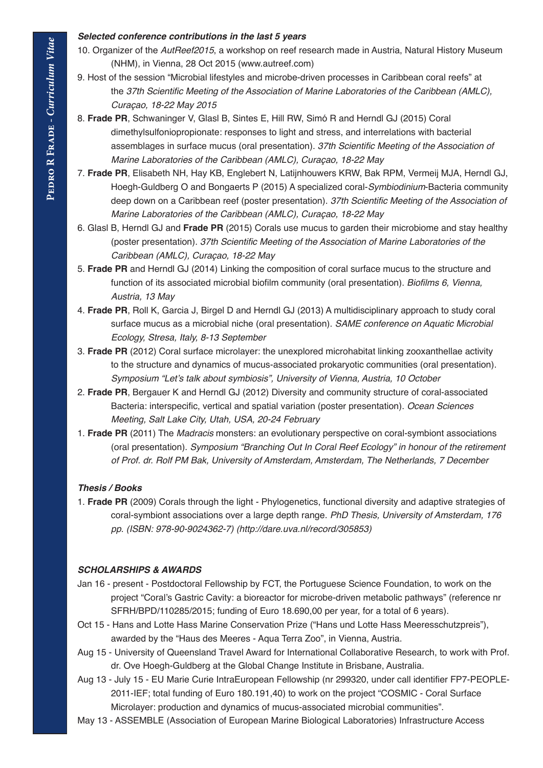### ***Selected conference contributions in the last 5 years***

10. Organizer of the *AutReef2015*, a workshop on reef research made in Austria, Natural History Museum (NHM), in Vienna, 28 Oct 2015 (www.autreef.com)

9. Host of the session "Microbial lifestyles and microbe-driven processes in Caribbean coral reefs" at the *37th Scientific Meeting of the Association of Marine Laboratories of the Caribbean (AMLC), Curaçao, 18-22 May 2015*

8. **Frade PR**, Schwaninger V, Glasl B, Sintes E, Hill RW, Simó R and Herndl GJ (2015) Coral dimethylsulfoniopropionate: responses to light and stress, and interrelations with bacterial assemblages in surface mucus (oral presentation). *37th Scientific Meeting of the Association of Marine Laboratories of the Caribbean (AMLC), Curaçao, 18-22 May*

7. **Frade PR**, Elisabeth NH, Hay KB, Englebert N, Latijnhouwers KRW, Bak RPM, Vermeij MJA, Herndl GJ, Hoegh-Guldberg O and Bongaerts P (2015) A specialized coral-*Symbiodinium*-Bacteria community deep down on a Caribbean reef (poster presentation). *37th Scientific Meeting of the Association of Marine Laboratories of the Caribbean (AMLC), Curaçao, 18-22 May*

6. Glasl B, Herndl GJ and **Frade PR** (2015) Corals use mucus to garden their microbiome and stay healthy (poster presentation). *37th Scientific Meeting of the Association of Marine Laboratories of the Caribbean (AMLC), Curaçao, 18-22 May*

5. **Frade PR** and Herndl GJ (2014) Linking the composition of coral surface mucus to the structure and function of its associated microbial biofilm community (oral presentation). *Biofilms 6, Vienna, Austria, 13 May*

4. **Frade PR**, Roll K, Garcia J, Birgel D and Herndl GJ (2013) A multidisciplinary approach to study coral surface mucus as a microbial niche (oral presentation). *SAME conference on Aquatic Microbial Ecology, Stresa, Italy, 8-13 September*

3. **Frade PR** (2012) Coral surface microlayer: the unexplored microhabitat linking zooxanthellae activity to the structure and dynamics of mucus-associated prokaryotic communities (oral presentation). *Symposium "Let's talk about symbiosis", University of Vienna, Austria, 10 October*

2. **Frade PR**, Bergauer K and Herndl GJ (2012) Diversity and community structure of coral-associated Bacteria: interspecific, vertical and spatial variation (poster presentation). *Ocean Sciences Meeting, Salt Lake City, Utah, USA, 20-24 February*

1. **Frade PR** (2011) The *Madracis* monsters: an evolutionary perspective on coral-symbiont associations (oral presentation). *Symposium "Branching Out In Coral Reef Ecology" in honour of the retirement of Prof. dr. Rolf PM Bak, University of Amsterdam, Amsterdam, The Netherlands, 7 December*

### ***Thesis / Books***

1. **Frade PR** (2009) Corals through the light - Phylogenetics, functional diversity and adaptive strategies of coral-symbiont associations over a large depth range. *PhD Thesis, University of Amsterdam, 176 pp. (ISBN: 978-90-9024362-7) (http://dare.uva.nl/record/305853)*

## ***SCHOLARSHIPS & AWARDS***

Jan 16 - present - Postdoctoral Fellowship by FCT, the Portuguese Science Foundation, to work on the project "Coral's Gastric Cavity: a bioreactor for microbe-driven metabolic pathways" (reference nr SFRH/BPD/110285/2015; funding of Euro 18.690,00 per year, for a total of 6 years).

Oct 15 - Hans and Lotte Hass Marine Conservation Prize ("Hans und Lotte Hass Meeresschutzpreis"), awarded by the "Haus des Meeres - Aqua Terra Zoo", in Vienna, Austria.

Aug 15 - University of Queensland Travel Award for International Collaborative Research, to work with Prof. dr. Ove Hoegh-Guldberg at the Global Change Institute in Brisbane, Australia.

Aug 13 - July 15 - EU Marie Curie IntraEuropean Fellowship (nr 299320, under call identifier FP7-PEOPLE-2011-IEF; total funding of Euro 180.191,40) to work on the project "COSMIC - Coral Surface Microlayer: production and dynamics of mucus-associated microbial communities".

May 13 - ASSEMBLE (Association of European Marine Biological Laboratories) Infrastructure Access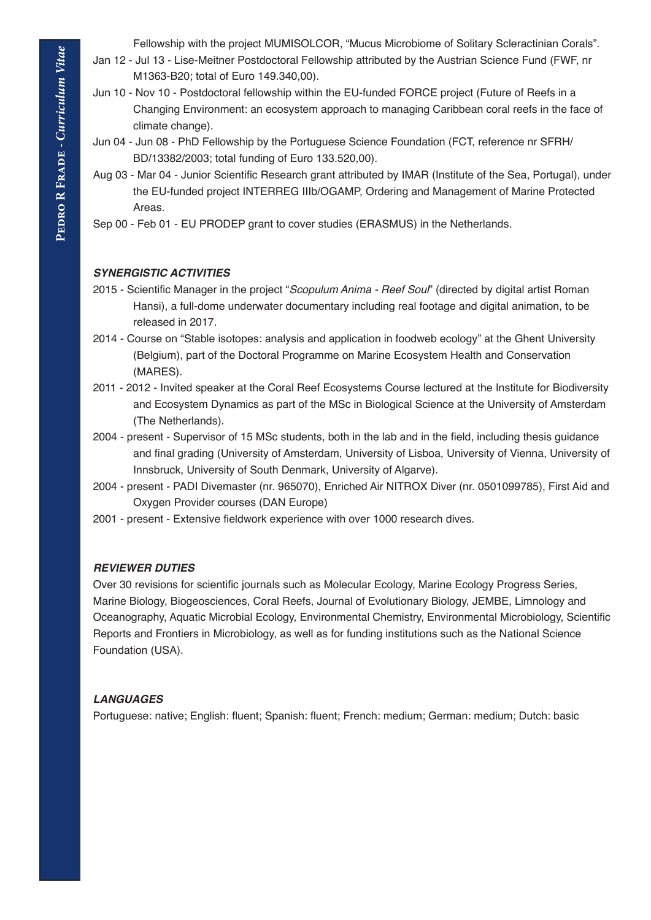Fellowship with the project MUMISOLCOR, "Mucus Microbiome of Solitary Scleractinian Corals".

Jan 12 - Jul 13 - Lise-Meitner Postdoctoral Fellowship attributed by the Austrian Science Fund (FWF, nr M1363-B20; total of Euro 149.340,00).

Jun 10 - Nov 10 - Postdoctoral fellowship within the EU-funded FORCE project (Future of Reefs in a Changing Environment: an ecosystem approach to managing Caribbean coral reefs in the face of climate change).

Jun 04 - Jun 08 - PhD Fellowship by the Portuguese Science Foundation (FCT, reference nr SFRH/BD/13382/2003; total funding of Euro 133.520,00).

Aug 03 - Mar 04 - Junior Scientific Research grant attributed by IMAR (Institute of the Sea, Portugal), under the EU-funded project INTERREG IIIb/OGAMP, Ordering and Management of Marine Protected Areas.

Sep 00 - Feb 01 - EU PRODEP grant to cover studies (ERASMUS) in the Netherlands.

### *SYNERGISTIC ACTIVITIES*

2015 - Scientific Manager in the project "*Scopulum Anima - Reef Soul*" (directed by digital artist Roman Hansi), a full-dome underwater documentary including real footage and digital animation, to be released in 2017.

2014 - Course on "Stable isotopes: analysis and application in foodweb ecology" at the Ghent University (Belgium), part of the Doctoral Programme on Marine Ecosystem Health and Conservation (MARES).

2011 - 2012 - Invited speaker at the Coral Reef Ecosystems Course lectured at the Institute for Biodiversity and Ecosystem Dynamics as part of the MSc in Biological Science at the University of Amsterdam (The Netherlands).

2004 - present - Supervisor of 15 MSc students, both in the lab and in the field, including thesis guidance and final grading (University of Amsterdam, University of Lisboa, University of Vienna, University of Innsbruck, University of South Denmark, University of Algarve).

2004 - present - PADI Divemaster (nr. 965070), Enriched Air NITROX Diver (nr. 0501099785), First Aid and Oxygen Provider courses (DAN Europe)

2001 - present - Extensive fieldwork experience with over 1000 research dives.

### *REVIEWER DUTIES*

Over 30 revisions for scientific journals such as Molecular Ecology, Marine Ecology Progress Series, Marine Biology, Biogeosciences, Coral Reefs, Journal of Evolutionary Biology, JEMBE, Limnology and Oceanography, Aquatic Microbial Ecology, Environmental Chemistry, Environmental Microbiology, Scientific Reports and Frontiers in Microbiology, as well as for funding institutions such as the National Science Foundation (USA).

### *LANGUAGES*

Portuguese: native; English: fluent; Spanish: fluent; French: medium; German: medium; Dutch: basic